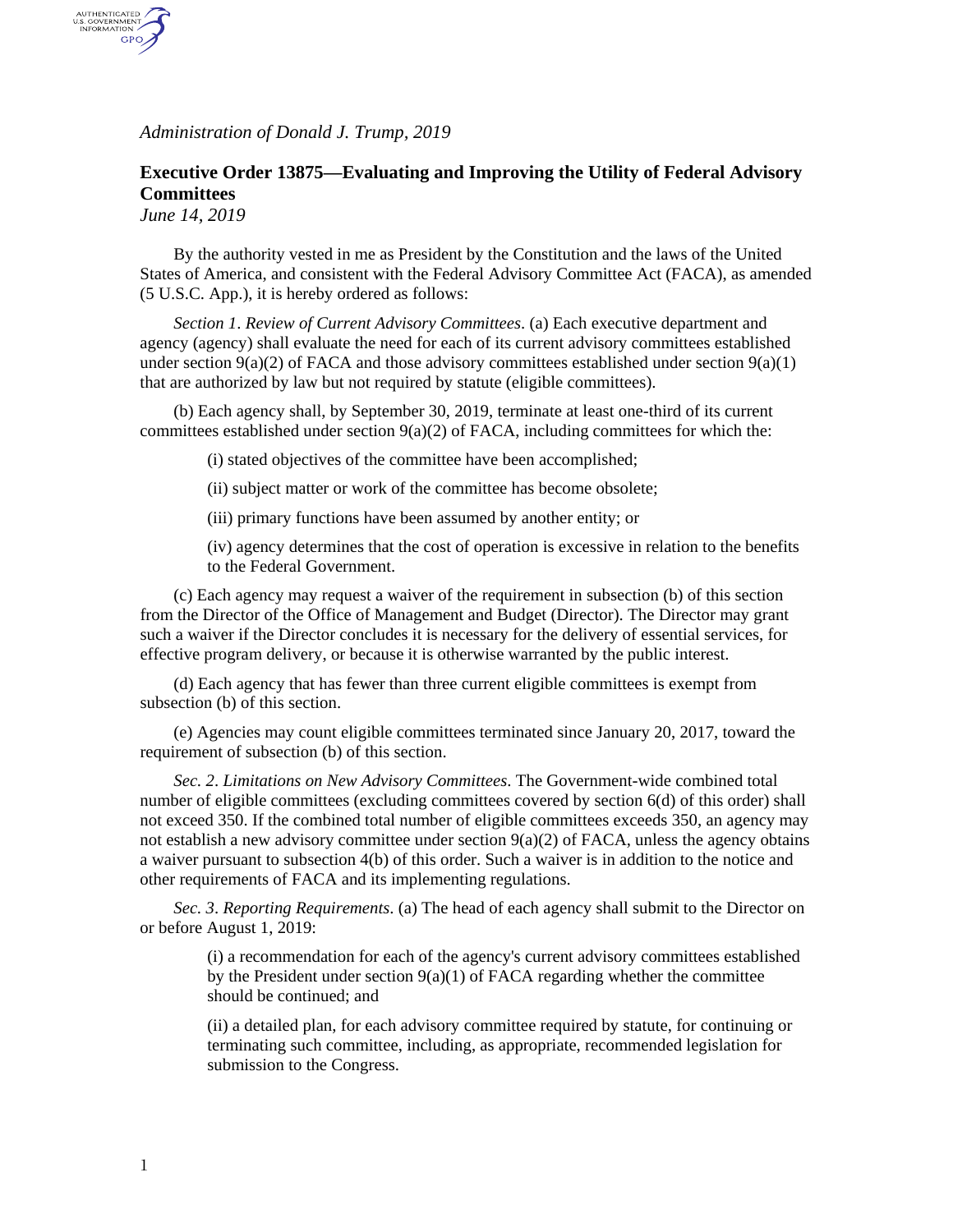*Administration of Donald J. Trump, 2019*

## Executive Order 13875—Evaluating and Improving the Utility of Federal Advisory Committees

*June 14, 2019*

By the authority vested in me as President by the Constitution and the laws of the United States of America, and consistent with the Federal Advisory Committee Act (FACA), as amended (5 U.S.C. App.), it is hereby ordered as follows:

*Section 1*. *Review of Current Advisory Committees*. (a) Each executive department and agency (agency) shall evaluate the need for each of its current advisory committees established under section 9(a)(2) of FACA and those advisory committees established under section 9(a)(1) that are authorized by law but not required by statute (eligible committees).

(b) Each agency shall, by September 30, 2019, terminate at least one-third of its current committees established under section 9(a)(2) of FACA, including committees for which the:

(i) stated objectives of the committee have been accomplished;

(ii) subject matter or work of the committee has become obsolete;

(iii) primary functions have been assumed by another entity; or

(iv) agency determines that the cost of operation is excessive in relation to the benefits to the Federal Government.

(c) Each agency may request a waiver of the requirement in subsection (b) of this section from the Director of the Office of Management and Budget (Director). The Director may grant such a waiver if the Director concludes it is necessary for the delivery of essential services, for effective program delivery, or because it is otherwise warranted by the public interest.

(d) Each agency that has fewer than three current eligible committees is exempt from subsection (b) of this section.

(e) Agencies may count eligible committees terminated since January 20, 2017, toward the requirement of subsection (b) of this section.

*Sec. 2*. *Limitations on New Advisory Committees*. The Government-wide combined total number of eligible committees (excluding committees covered by section 6(d) of this order) shall not exceed 350. If the combined total number of eligible committees exceeds 350, an agency may not establish a new advisory committee under section 9(a)(2) of FACA, unless the agency obtains a waiver pursuant to subsection 4(b) of this order. Such a waiver is in addition to the notice and other requirements of FACA and its implementing regulations.

*Sec. 3*. *Reporting Requirements*. (a) The head of each agency shall submit to the Director on or before August 1, 2019:

(i) a recommendation for each of the agency's current advisory committees established by the President under section 9(a)(1) of FACA regarding whether the committee should be continued; and

(ii) a detailed plan, for each advisory committee required by statute, for continuing or terminating such committee, including, as appropriate, recommended legislation for submission to the Congress.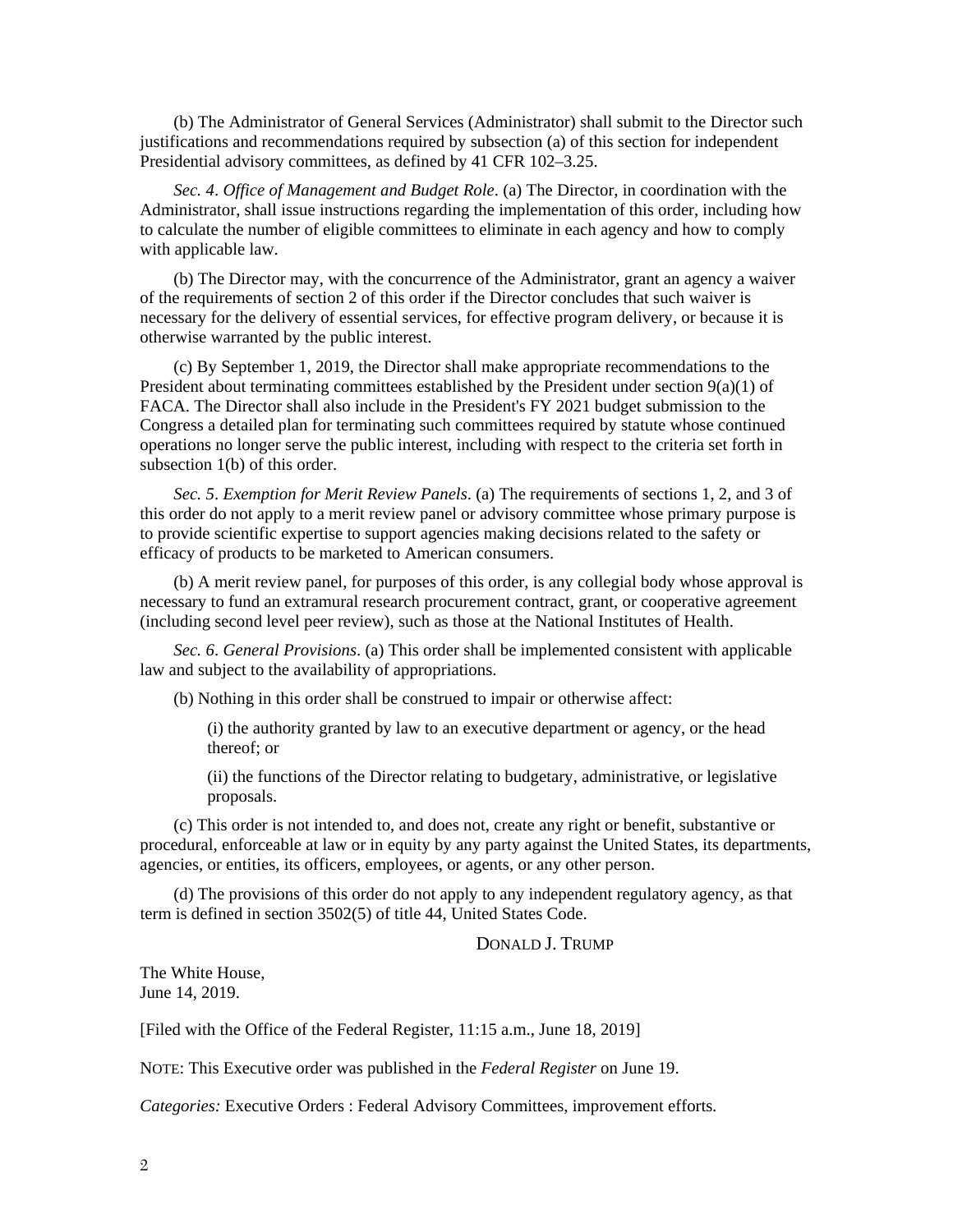(b) The Administrator of General Services (Administrator) shall submit to the Director such justifications and recommendations required by subsection (a) of this section for independent Presidential advisory committees, as defined by 41 CFR 102–3.25.

*Sec. 4*. *Office of Management and Budget Role*. (a) The Director, in coordination with the Administrator, shall issue instructions regarding the implementation of this order, including how to calculate the number of eligible committees to eliminate in each agency and how to comply with applicable law.

(b) The Director may, with the concurrence of the Administrator, grant an agency a waiver of the requirements of section 2 of this order if the Director concludes that such waiver is necessary for the delivery of essential services, for effective program delivery, or because it is otherwise warranted by the public interest.

(c) By September 1, 2019, the Director shall make appropriate recommendations to the President about terminating committees established by the President under section 9(a)(1) of FACA. The Director shall also include in the President's FY 2021 budget submission to the Congress a detailed plan for terminating such committees required by statute whose continued operations no longer serve the public interest, including with respect to the criteria set forth in subsection 1(b) of this order.

*Sec. 5*. *Exemption for Merit Review Panels*. (a) The requirements of sections 1, 2, and 3 of this order do not apply to a merit review panel or advisory committee whose primary purpose is to provide scientific expertise to support agencies making decisions related to the safety or efficacy of products to be marketed to American consumers.

(b) A merit review panel, for purposes of this order, is any collegial body whose approval is necessary to fund an extramural research procurement contract, grant, or cooperative agreement (including second level peer review), such as those at the National Institutes of Health.

*Sec. 6*. *General Provisions*. (a) This order shall be implemented consistent with applicable law and subject to the availability of appropriations.

(b) Nothing in this order shall be construed to impair or otherwise affect:

(i) the authority granted by law to an executive department or agency, or the head thereof; or

(ii) the functions of the Director relating to budgetary, administrative, or legislative proposals.

(c) This order is not intended to, and does not, create any right or benefit, substantive or procedural, enforceable at law or in equity by any party against the United States, its departments, agencies, or entities, its officers, employees, or agents, or any other person.

(d) The provisions of this order do not apply to any independent regulatory agency, as that term is defined in section 3502(5) of title 44, United States Code.

DONALD J. TRUMP

The White House,
June 14, 2019.

[Filed with the Office of the Federal Register, 11:15 a.m., June 18, 2019]

NOTE: This Executive order was published in the *Federal Register* on June 19.

*Categories:* Executive Orders : Federal Advisory Committees, improvement efforts.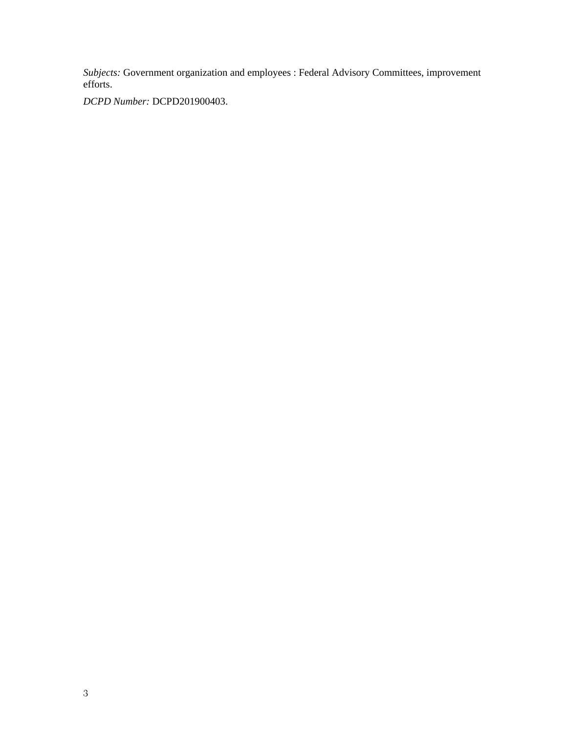*Subjects:* Government organization and employees : Federal Advisory Committees, improvement efforts.

*DCPD Number:* DCPD201900403.